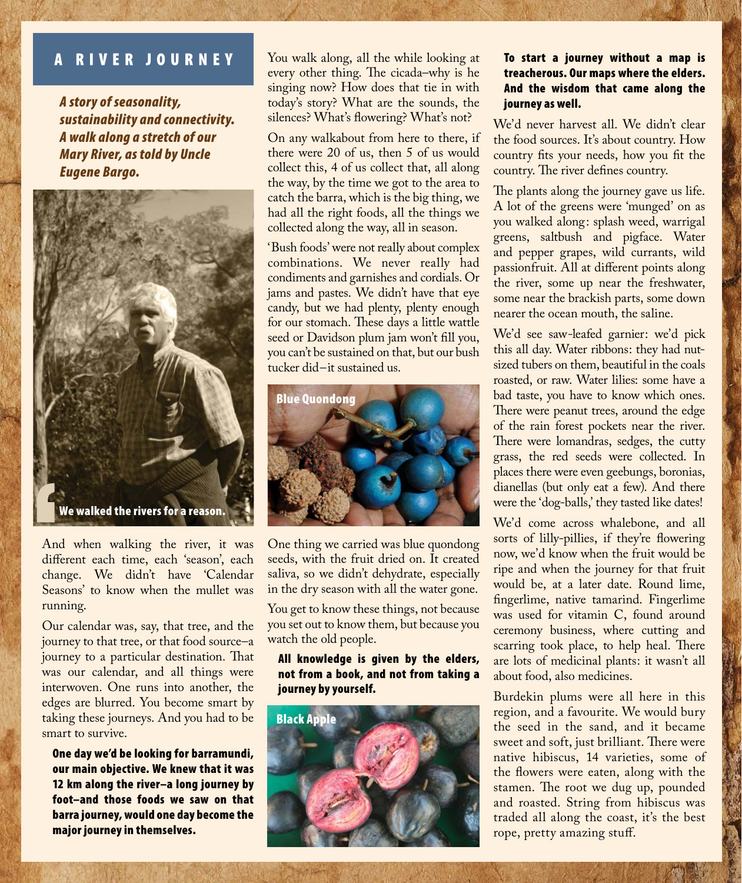# A RIVER JOURNEY

***A story of seasonality, sustainability and connectivity. A walk along a stretch of our Mary River, as told by Uncle Eugene Bargo.***

**We walked the rivers for a reason.**

And when walking the river, it was different each time, each 'season', each change. We didn't have 'Calendar Seasons' to know when the mullet was running.

Our calendar was, say, that tree, and the journey to that tree, or that food source–a journey to a particular destination. That was our calendar, and all things were interwoven. One runs into another, the edges are blurred. You become smart by taking these journeys. And you had to be smart to survive.

**One day we'd be looking for barramundi, our main objective. We knew that it was 12 km along the river–a long journey by foot–and those foods we saw on that barra journey, would one day become the major journey in themselves.**

You walk along, all the while looking at every other thing. The cicada–why is he singing now? How does that tie in with today's story? What are the sounds, the silences? What's flowering? What's not?

On any walkabout from here to there, if there were 20 of us, then 5 of us would collect this, 4 of us collect that, all along the way, by the time we got to the area to catch the barra, which is the big thing, we had all the right foods, all the things we collected along the way, all in season.

'Bush foods' were not really about complex combinations. We never really had condiments and garnishes and cordials. Or jams and pastes. We didn't have that eye candy, but we had plenty, plenty enough for our stomach. These days a little wattle seed or Davidson plum jam won't fill you, you can't be sustained on that, but our bush tucker did–it sustained us.

Blue Quondong

One thing we carried was blue quondong seeds, with the fruit dried on. It created saliva, so we didn't dehydrate, especially in the dry season with all the water gone.

You get to know these things, not because you set out to know them, but because you watch the old people.

**All knowledge is given by the elders, not from a book, and not from taking a journey by yourself.**

Black Apple

**To start a journey without a map is treacherous. Our maps where the elders. And the wisdom that came along the journey as well.**

We'd never harvest all. We didn't clear the food sources. It's about country. How country fits your needs, how you fit the country. The river defines country.

The plants along the journey gave us life. A lot of the greens were 'munged' on as you walked along: splash weed, warrigal greens, saltbush and pigface. Water and pepper grapes, wild currants, wild passionfruit. All at different points along the river, some up near the freshwater, some near the brackish parts, some down nearer the ocean mouth, the saline.

We'd see saw-leafed garnier: we'd pick this all day. Water ribbons: they had nut-sized tubers on them, beautiful in the coals roasted, or raw. Water lilies: some have a bad taste, you have to know which ones. There were peanut trees, around the edge of the rain forest pockets near the river. There were lomandras, sedges, the cutty grass, the red seeds were collected. In places there were even geebungs, boronias, dianellas (but only eat a few). And there were the 'dog-balls,' they tasted like dates!

We'd come across whalebone, and all sorts of lilly-pillies, if they're flowering now, we'd know when the fruit would be ripe and when the journey for that fruit would be, at a later date. Round lime, fingerlime, native tamarind. Fingerlime was used for vitamin C, found around ceremony business, where cutting and scarring took place, to help heal. There are lots of medicinal plants: it wasn't all about food, also medicines.

Burdekin plums were all here in this region, and a favourite. We would bury the seed in the sand, and it became sweet and soft, just brilliant. There were native hibiscus, 14 varieties, some of the flowers were eaten, along with the stamen. The root we dug up, pounded and roasted. String from hibiscus was traded all along the coast, it's the best rope, pretty amazing stuff.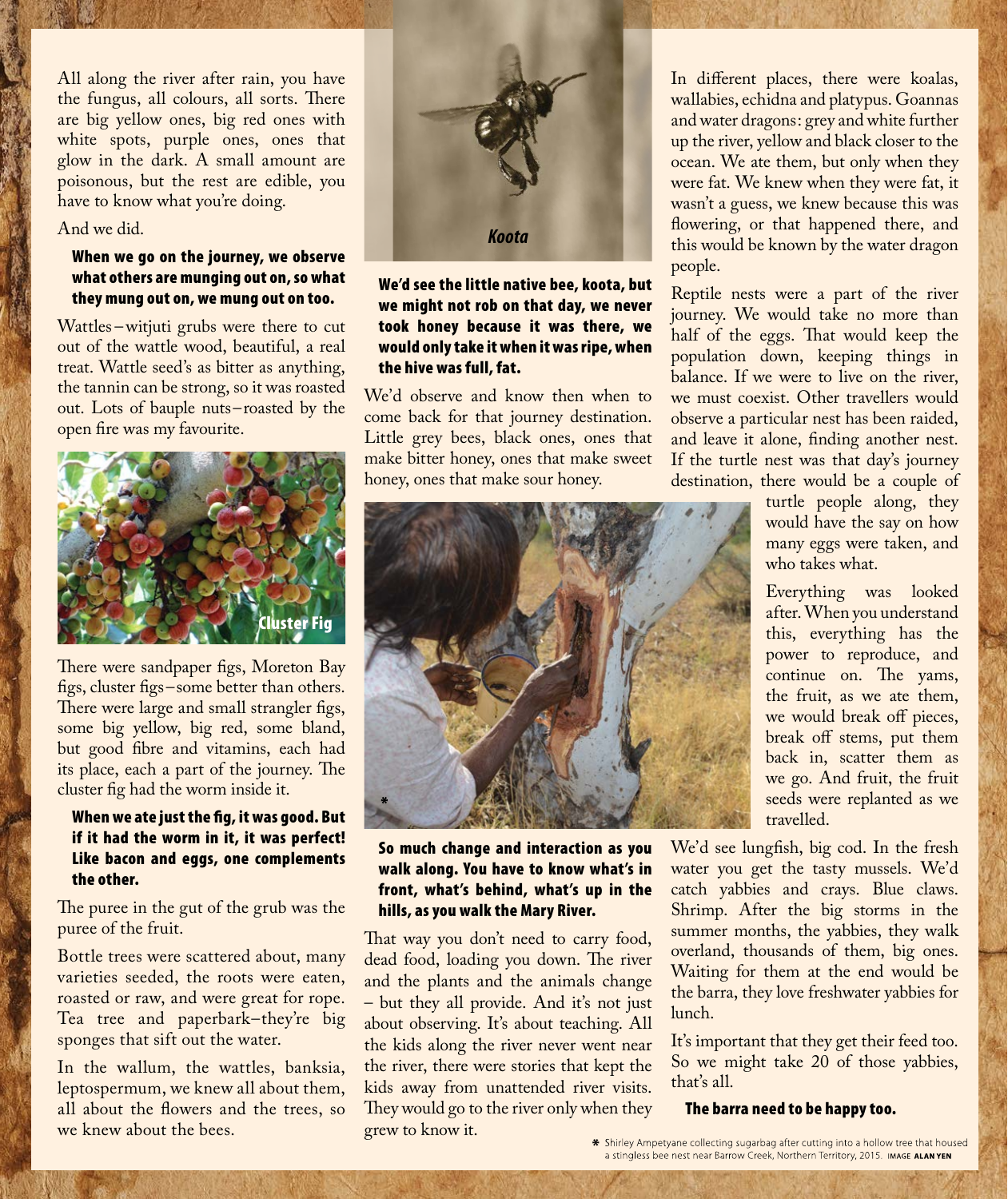All along the river after rain, you have the fungus, all colours, all sorts. There are big yellow ones, big red ones with white spots, purple ones, ones that glow in the dark. A small amount are poisonous, but the rest are edible, you have to know what you're doing.

And we did.

**When we go on the journey, we observe what others are munging out on, so what they mung out on, we mung out on too.**

Wattles–witjuti grubs were there to cut out of the wattle wood, beautiful, a real treat. Wattle seed's as bitter as anything, the tannin can be strong, so it was roasted out. Lots of bauple nuts–roasted by the open fire was my favourite.

Cluster Fig

There were sandpaper figs, Moreton Bay figs, cluster figs–some better than others. There were large and small strangler figs, some big yellow, big red, some bland, but good fibre and vitamins, each had its place, each a part of the journey. The cluster fig had the worm inside it.

**When we ate just the fig, it was good. But if it had the worm in it, it was perfect! Like bacon and eggs, one complements the other.**

The puree in the gut of the grub was the puree of the fruit.

Bottle trees were scattered about, many varieties seeded, the roots were eaten, roasted or raw, and were great for rope. Tea tree and paperbark–they're big sponges that sift out the water.

In the wallum, the wattles, banksia, leptospermum, we knew all about them, all about the flowers and the trees, so we knew about the bees.

*Koota*

**We'd see the little native bee, koota, but we might not rob on that day, we never took honey because it was there, we would only take it when it was ripe, when the hive was full, fat.**

We'd observe and know then when to come back for that journey destination. Little grey bees, black ones, ones that make bitter honey, ones that make sweet honey, ones that make sour honey.

**So much change and interaction as you walk along. You have to know what's in front, what's behind, what's up in the hills, as you walk the Mary River.**

That way you don't need to carry food, dead food, loading you down. The river and the plants and the animals change – but they all provide. And it's not just about observing. It's about teaching. All the kids along the river never went near the river, there were stories that kept the kids away from unattended river visits. They would go to the river only when they grew to know it.

In different places, there were koalas, wallabies, echidna and platypus. Goannas and water dragons: grey and white further up the river, yellow and black closer to the ocean. We ate them, but only when they were fat. We knew when they were fat, it wasn't a guess, we knew because this was flowering, or that happened there, and this would be known by the water dragon people.

Reptile nests were a part of the river journey. We would take no more than half of the eggs. That would keep the population down, keeping things in balance. If we were to live on the river, we must coexist. Other travellers would observe a particular nest has been raided, and leave it alone, finding another nest. If the turtle nest was that day's journey destination, there would be a couple of turtle people along, they would have the say on how many eggs were taken, and who takes what.

Everything was looked after. When you understand this, everything has the power to reproduce, and continue on. The yams, the fruit, as we ate them, we would break off pieces, break off stems, put them back in, scatter them as we go. And fruit, the fruit seeds were replanted as we travelled.

We'd see lungfish, big cod. In the fresh water you get the tasty mussels. We'd catch yabbies and crays. Blue claws. Shrimp. After the big storms in the summer months, the yabbies, they walk overland, thousands of them, big ones. Waiting for them at the end would be the barra, they love freshwater yabbies for lunch.

It's important that they get their feed too. So we might take 20 of those yabbies, that's all.

**The barra need to be happy too.**

* Shirley Ampetyane collecting sugarbag after cutting into a hollow tree that housed a stingless bee nest near Barrow Creek, Northern Territory, 2015. IMAGE ALAN YEN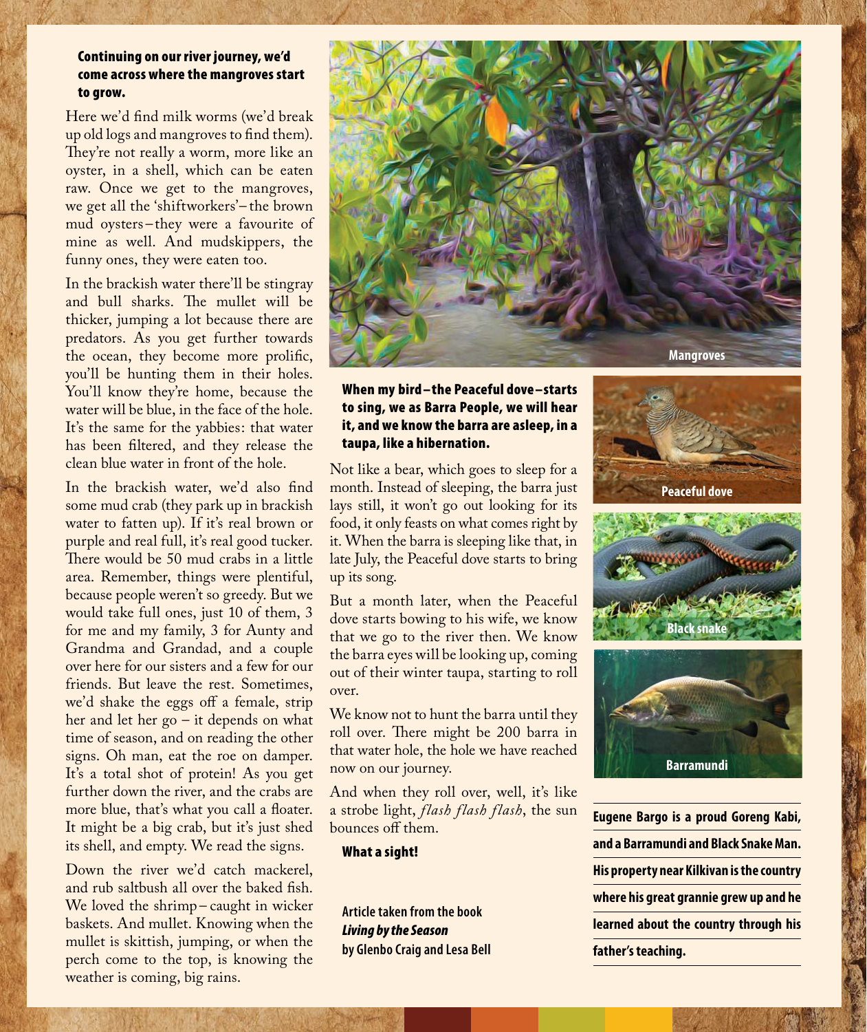**Continuing on our river journey, we'd come across where the mangroves start to grow.**

Here we'd find milk worms (we'd break up old logs and mangroves to find them). They're not really a worm, more like an oyster, in a shell, which can be eaten raw. Once we get to the mangroves, we get all the 'shiftworkers'– the brown mud oysters– they were a favourite of mine as well. And mudskippers, the funny ones, they were eaten too.

In the brackish water there'll be stingray and bull sharks. The mullet will be thicker, jumping a lot because there are predators. As you get further towards the ocean, they become more prolific, you'll be hunting them in their holes. You'll know they're home, because the water will be blue, in the face of the hole. It's the same for the yabbies: that water has been filtered, and they release the clean blue water in front of the hole.

In the brackish water, we'd also find some mud crab (they park up in brackish water to fatten up). If it's real brown or purple and real full, it's real good tucker. There would be 50 mud crabs in a little area. Remember, things were plentiful, because people weren't so greedy. But we would take full ones, just 10 of them, 3 for me and my family, 3 for Aunty and Grandma and Grandad, and a couple over here for our sisters and a few for our friends. But leave the rest. Sometimes, we'd shake the eggs off a female, strip her and let her go – it depends on what time of season, and on reading the other signs. Oh man, eat the roe on damper. It's a total shot of protein! As you get further down the river, and the crabs are more blue, that's what you call a floater. It might be a big crab, but it's just shed its shell, and empty. We read the signs.

Down the river we'd catch mackerel, and rub saltbush all over the baked fish. We loved the shrimp – caught in wicker baskets. And mullet. Knowing when the mullet is skittish, jumping, or when the perch come to the top, is knowing the weather is coming, big rains.

Mangroves

**When my bird – the Peaceful dove – starts to sing, we as Barra People, we will hear it, and we know the barra are asleep, in a taupa, like a hibernation.**

Not like a bear, which goes to sleep for a month. Instead of sleeping, the barra just lays still, it won't go out looking for its food, it only feasts on what comes right by it. When the barra is sleeping like that, in late July, the Peaceful dove starts to bring up its song.

But a month later, when the Peaceful dove starts bowing to his wife, we know that we go to the river then. We know the barra eyes will be looking up, coming out of their winter taupa, starting to roll over.

We know not to hunt the barra until they roll over. There might be 200 barra in that water hole, the hole we have reached now on our journey.

And when they roll over, well, it's like a strobe light, *flash flash flash*, the sun bounces off them.

**What a sight!**

**Article taken from the book *Living by the Season* by Glenbo Craig and Lesa Bell**

Peaceful dove

Black snake

Barramundi

**Eugene Bargo is a proud Goreng Kabi, and a Barramundi and Black Snake Man. His property near Kilkivan is the country where his great grannie grew up and he learned about the country through his father's teaching.**